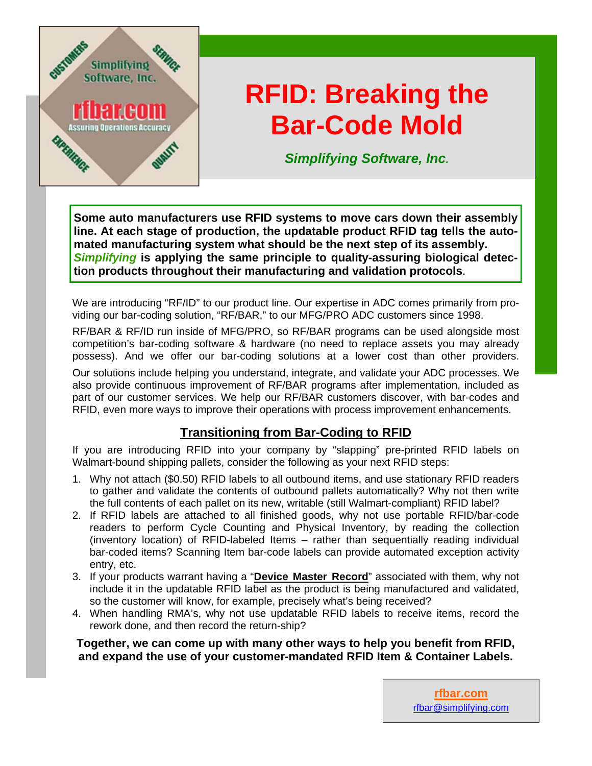Simplifying Software, Inc.

rfbar.com

Assuring Operations Accuracy

CUSTOMERS · SERVICE · EXPERIENCE · QUALITY

# RFID: Breaking the Bar-Code Mold

*Simplifying Software, Inc.*

**Some auto manufacturers use RFID systems to move cars down their assembly line. At each stage of production, the updatable product RFID tag tells the automated manufacturing system what should be the next step of its assembly. *Simplifying* is applying the same principle to quality-assuring biological detection products throughout their manufacturing and validation protocols**.

We are introducing "RF/ID" to our product line. Our expertise in ADC comes primarily from providing our bar-coding solution, "RF/BAR," to our MFG/PRO ADC customers since 1998.

RF/BAR & RF/ID run inside of MFG/PRO, so RF/BAR programs can be used alongside most competition's bar-coding software & hardware (no need to replace assets you may already possess). And we offer our bar-coding solutions at a lower cost than other providers.

Our solutions include helping you understand, integrate, and validate your ADC processes. We also provide continuous improvement of RF/BAR programs after implementation, included as part of our customer services. We help our RF/BAR customers discover, with bar-codes and RFID, even more ways to improve their operations with process improvement enhancements.

## Transitioning from Bar-Coding to RFID

If you are introducing RFID into your company by "slapping" pre-printed RFID labels on Walmart-bound shipping pallets, consider the following as your next RFID steps:

1. Why not attach ($0.50) RFID labels to all outbound items, and use stationary RFID readers to gather and validate the contents of outbound pallets automatically? Why not then write the full contents of each pallet on its new, writable (still Walmart-compliant) RFID label?
2. If RFID labels are attached to all finished goods, why not use portable RFID/bar-code readers to perform Cycle Counting and Physical Inventory, by reading the collection (inventory location) of RFID-labeled Items – rather than sequentially reading individual bar-coded items? Scanning Item bar-code labels can provide automated exception activity entry, etc.
3. If your products warrant having a "**Device Master Record**" associated with them, why not include it in the updatable RFID label as the product is being manufactured and validated, so the customer will know, for example, precisely what's being received?
4. When handling RMA's, why not use updatable RFID labels to receive items, record the rework done, and then record the return-ship?

**Together, we can come up with many other ways to help you benefit from RFID, and expand the use of your customer-mandated RFID Item & Container Labels.**

**rfbar.com**
rfbar@simplifying.com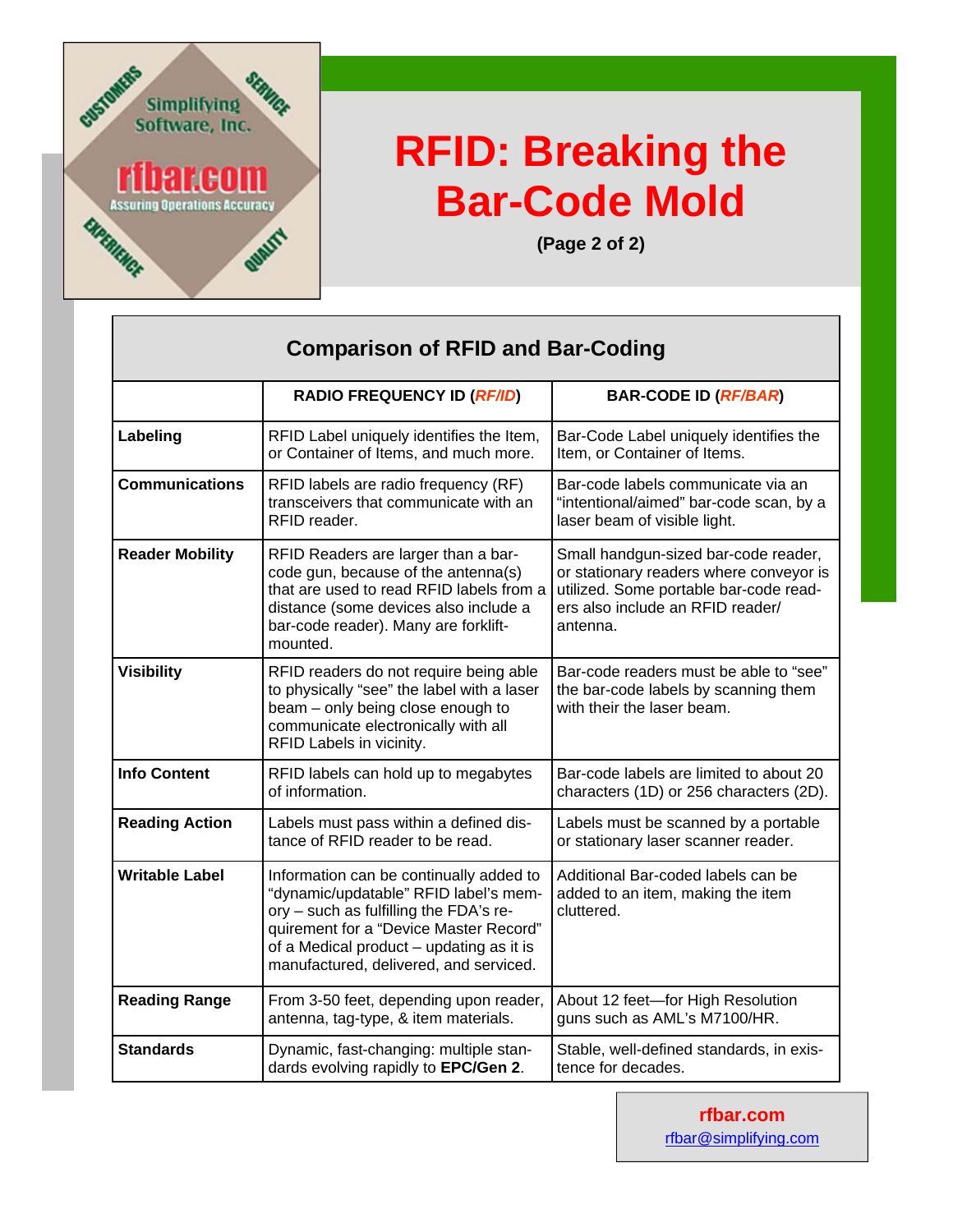Simplifying Software, Inc.

rfbar.com

Assuring Operations Accuracy

CUSTOMERS SERVICE EXPERIENCE QUALITY

# RFID: Breaking the Bar-Code Mold

**(Page 2 of 2)**

## Comparison of RFID and Bar-Coding

| | RADIO FREQUENCY ID (*RF/ID*) | BAR-CODE ID (*RF/BAR*) |
|---|---|---|
| **Labeling** | RFID Label uniquely identifies the Item, or Container of Items, and much more. | Bar-Code Label uniquely identifies the Item, or Container of Items. |
| **Communications** | RFID labels are radio frequency (RF) transceivers that communicate with an RFID reader. | Bar-code labels communicate via an "intentional/aimed" bar-code scan, by a laser beam of visible light. |
| **Reader Mobility** | RFID Readers are larger than a bar-code gun, because of the antenna(s) that are used to read RFID labels from a distance (some devices also include a bar-code reader). Many are forklift-mounted. | Small handgun-sized bar-code reader, or stationary readers where conveyor is utilized. Some portable bar-code readers also include an RFID reader/ antenna. |
| **Visibility** | RFID readers do not require being able to physically "see" the label with a laser beam – only being close enough to communicate electronically with all RFID Labels in vicinity. | Bar-code readers must be able to "see" the bar-code labels by scanning them with their the laser beam. |
| **Info Content** | RFID labels can hold up to megabytes of information. | Bar-code labels are limited to about 20 characters (1D) or 256 characters (2D). |
| **Reading Action** | Labels must pass within a defined distance of RFID reader to be read. | Labels must be scanned by a portable or stationary laser scanner reader. |
| **Writable Label** | Information can be continually added to "dynamic/updatable" RFID label's memory – such as fulfilling the FDA's requirement for a "Device Master Record" of a Medical product – updating as it is manufactured, delivered, and serviced. | Additional Bar-coded labels can be added to an item, making the item cluttered. |
| **Reading Range** | From 3-50 feet, depending upon reader, antenna, tag-type, & item materials. | About 12 feet—for High Resolution guns such as AML's M7100/HR. |
| **Standards** | Dynamic, fast-changing: multiple standards evolving rapidly to **EPC/Gen 2**. | Stable, well-defined standards, in existence for decades. |

**rfbar.com**

rfbar@simplifying.com